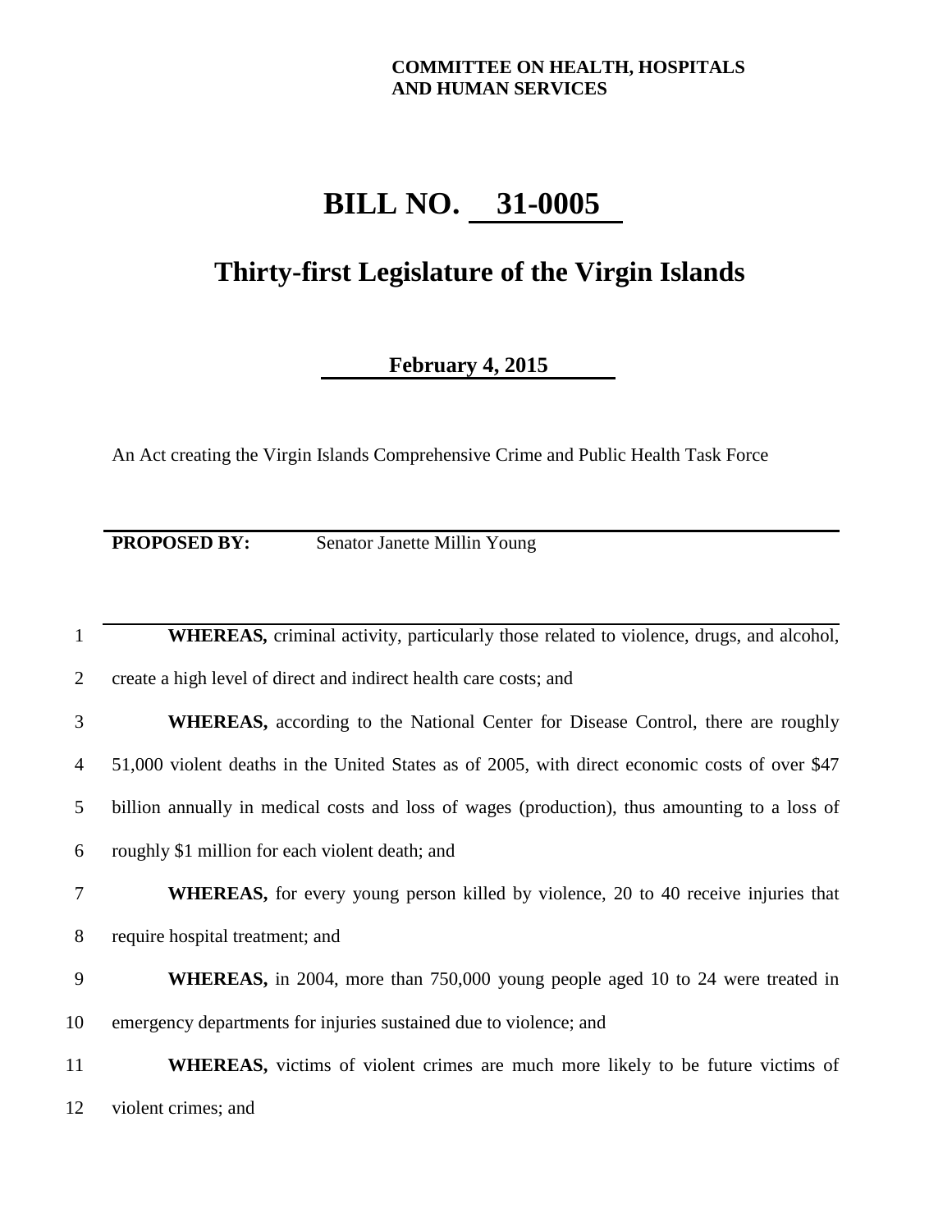**COMMITTEE ON HEALTH, HOSPITALS AND HUMAN SERVICES**

# BILL NO. 31-0005

## Thirty-first Legislature of the Virgin Islands

**February 4, 2015**

An Act creating the Virgin Islands Comprehensive Crime and Public Health Task Force

---

**PROPOSED BY:** Senator Janette Millin Young

---

1 **WHEREAS,** criminal activity, particularly those related to violence, drugs, and alcohol,
2 create a high level of direct and indirect health care costs; and

3 **WHEREAS,** according to the National Center for Disease Control, there are roughly
4 51,000 violent deaths in the United States as of 2005, with direct economic costs of over $47
5 billion annually in medical costs and loss of wages (production), thus amounting to a loss of
6 roughly $1 million for each violent death; and

7 **WHEREAS,** for every young person killed by violence, 20 to 40 receive injuries that
8 require hospital treatment; and

9 **WHEREAS,** in 2004, more than 750,000 young people aged 10 to 24 were treated in
10 emergency departments for injuries sustained due to violence; and

11 **WHEREAS,** victims of violent crimes are much more likely to be future victims of
12 violent crimes; and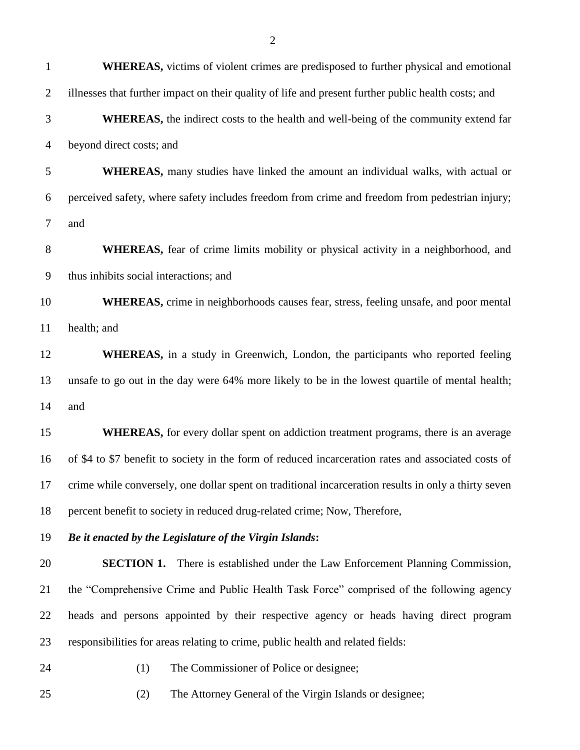**WHEREAS,** victims of violent crimes are predisposed to further physical and emotional illnesses that further impact on their quality of life and present further public health costs; and

**WHEREAS,** the indirect costs to the health and well-being of the community extend far beyond direct costs; and

**WHEREAS,** many studies have linked the amount an individual walks, with actual or perceived safety, where safety includes freedom from crime and freedom from pedestrian injury; and

**WHEREAS,** fear of crime limits mobility or physical activity in a neighborhood, and thus inhibits social interactions; and

**WHEREAS,** crime in neighborhoods causes fear, stress, feeling unsafe, and poor mental health; and

**WHEREAS,** in a study in Greenwich, London, the participants who reported feeling unsafe to go out in the day were 64% more likely to be in the lowest quartile of mental health; and

**WHEREAS,** for every dollar spent on addiction treatment programs, there is an average of $4 to $7 benefit to society in the form of reduced incarceration rates and associated costs of crime while conversely, one dollar spent on traditional incarceration results in only a thirty seven percent benefit to society in reduced drug-related crime; Now, Therefore,

***Be it enacted by the Legislature of the Virgin Islands*:**

**SECTION 1.** There is established under the Law Enforcement Planning Commission, the "Comprehensive Crime and Public Health Task Force" comprised of the following agency heads and persons appointed by their respective agency or heads having direct program responsibilities for areas relating to crime, public health and related fields:

(1) The Commissioner of Police or designee;

(2) The Attorney General of the Virgin Islands or designee;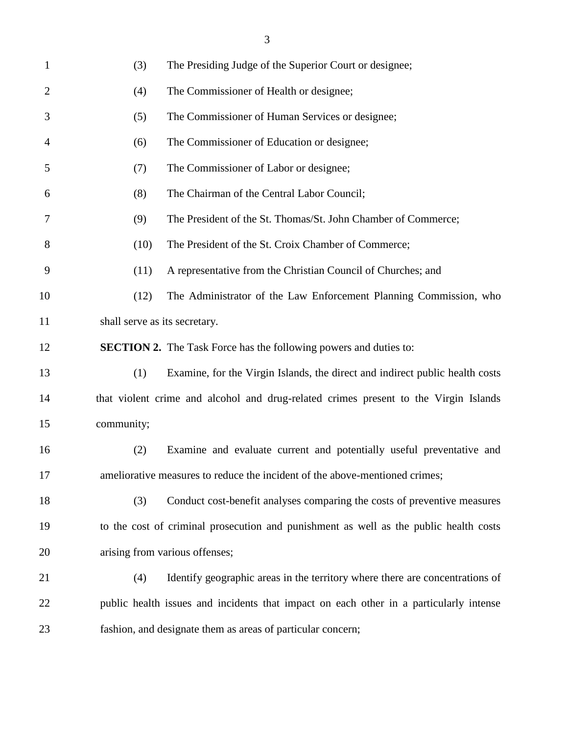(3) The Presiding Judge of the Superior Court or designee;

(4) The Commissioner of Health or designee;

(5) The Commissioner of Human Services or designee;

(6) The Commissioner of Education or designee;

(7) The Commissioner of Labor or designee;

(8) The Chairman of the Central Labor Council;

(9) The President of the St. Thomas/St. John Chamber of Commerce;

(10) The President of the St. Croix Chamber of Commerce;

(11) A representative from the Christian Council of Churches; and

(12) The Administrator of the Law Enforcement Planning Commission, who shall serve as its secretary.

**SECTION 2.** The Task Force has the following powers and duties to:

(1) Examine, for the Virgin Islands, the direct and indirect public health costs that violent crime and alcohol and drug-related crimes present to the Virgin Islands community;

(2) Examine and evaluate current and potentially useful preventative and ameliorative measures to reduce the incident of the above-mentioned crimes;

(3) Conduct cost-benefit analyses comparing the costs of preventive measures to the cost of criminal prosecution and punishment as well as the public health costs arising from various offenses;

(4) Identify geographic areas in the territory where there are concentrations of public health issues and incidents that impact on each other in a particularly intense fashion, and designate them as areas of particular concern;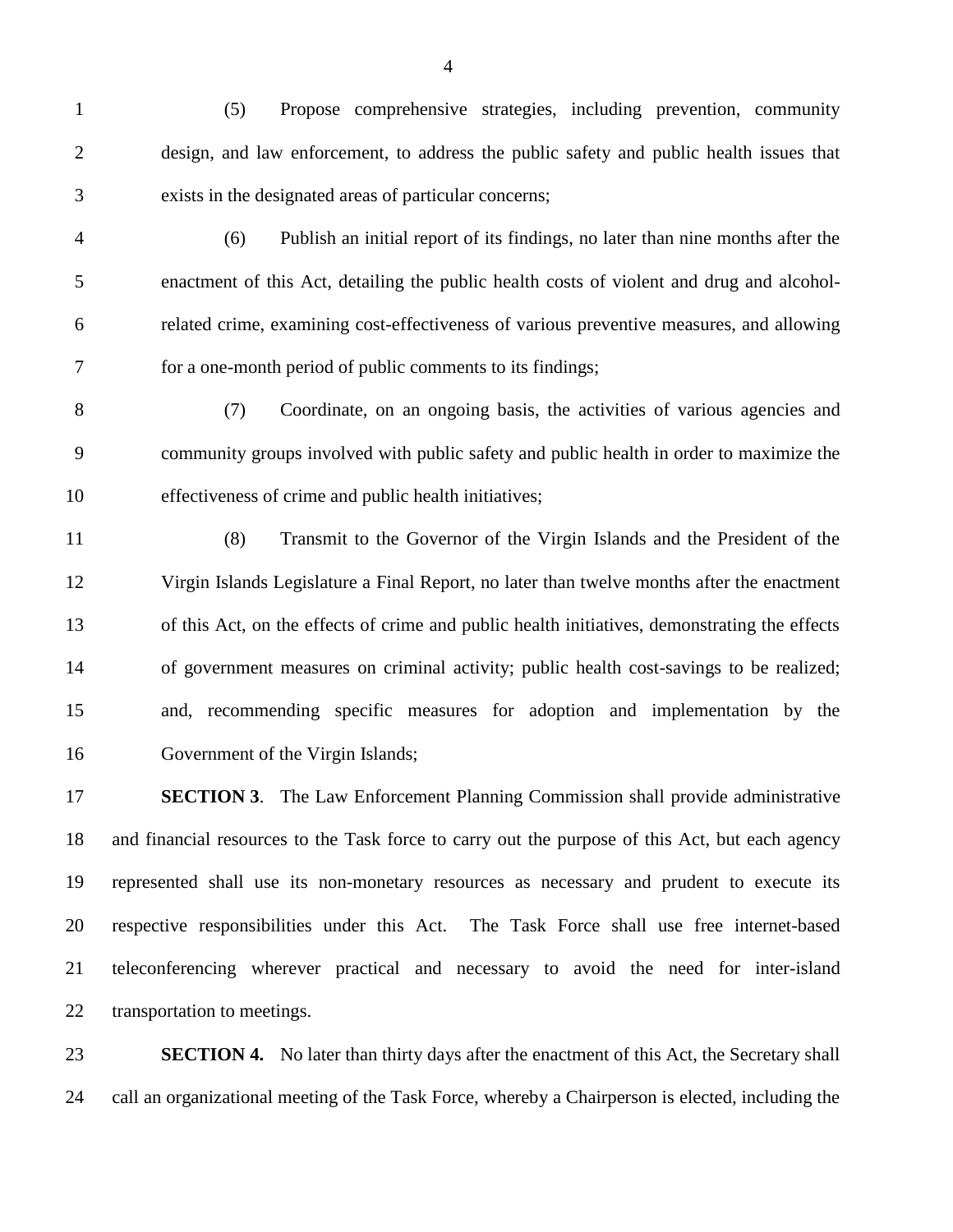(5) Propose comprehensive strategies, including prevention, community design, and law enforcement, to address the public safety and public health issues that exists in the designated areas of particular concerns;

(6) Publish an initial report of its findings, no later than nine months after the enactment of this Act, detailing the public health costs of violent and drug and alcohol-related crime, examining cost-effectiveness of various preventive measures, and allowing for a one-month period of public comments to its findings;

(7) Coordinate, on an ongoing basis, the activities of various agencies and community groups involved with public safety and public health in order to maximize the effectiveness of crime and public health initiatives;

(8) Transmit to the Governor of the Virgin Islands and the President of the Virgin Islands Legislature a Final Report, no later than twelve months after the enactment of this Act, on the effects of crime and public health initiatives, demonstrating the effects of government measures on criminal activity; public health cost-savings to be realized; and, recommending specific measures for adoption and implementation by the Government of the Virgin Islands;

**SECTION 3**. The Law Enforcement Planning Commission shall provide administrative and financial resources to the Task force to carry out the purpose of this Act, but each agency represented shall use its non-monetary resources as necessary and prudent to execute its respective responsibilities under this Act. The Task Force shall use free internet-based teleconferencing wherever practical and necessary to avoid the need for inter-island transportation to meetings.

**SECTION 4.** No later than thirty days after the enactment of this Act, the Secretary shall call an organizational meeting of the Task Force, whereby a Chairperson is elected, including the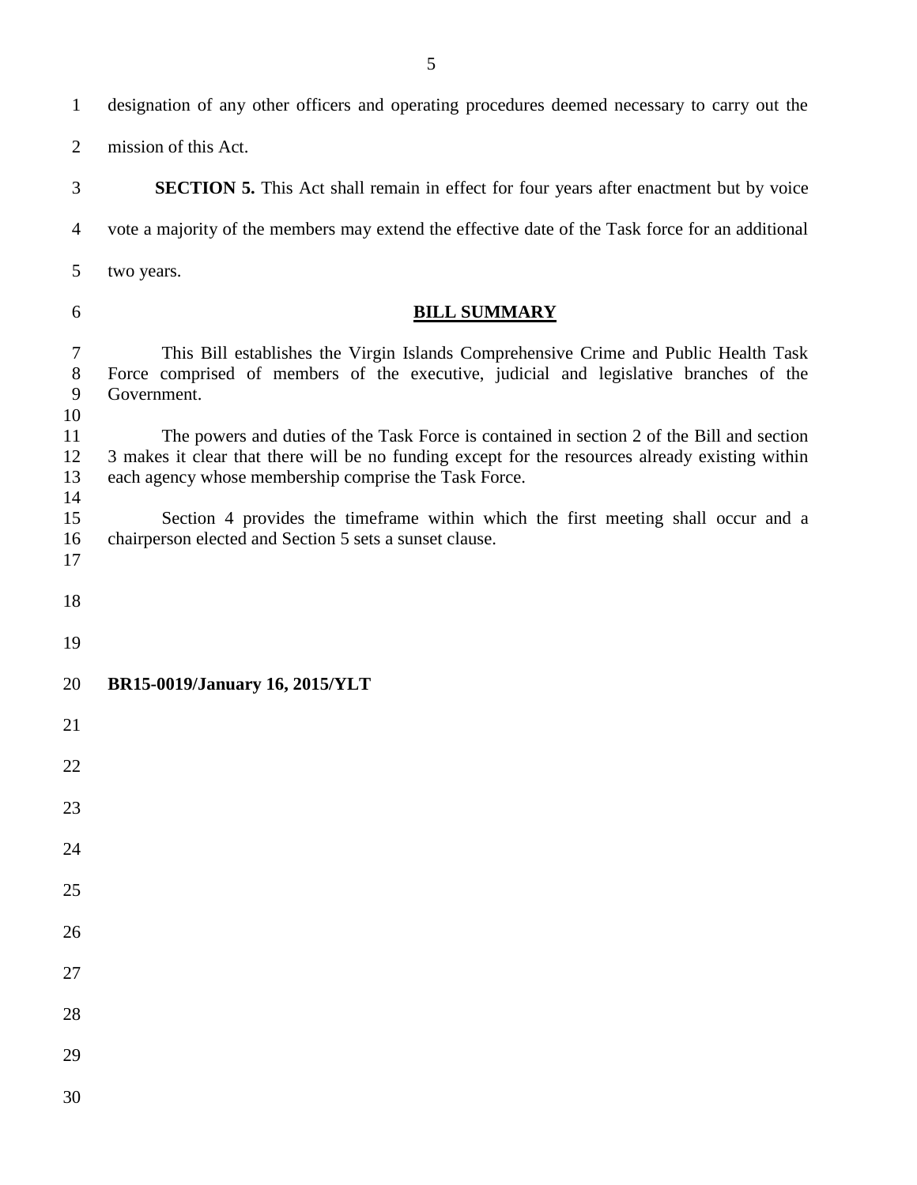designation of any other officers and operating procedures deemed necessary to carry out the mission of this Act.

**SECTION 5.** This Act shall remain in effect for four years after enactment but by voice vote a majority of the members may extend the effective date of the Task force for an additional two years.

## BILL SUMMARY

This Bill establishes the Virgin Islands Comprehensive Crime and Public Health Task Force comprised of members of the executive, judicial and legislative branches of the Government.

The powers and duties of the Task Force is contained in section 2 of the Bill and section 3 makes it clear that there will be no funding except for the resources already existing within each agency whose membership comprise the Task Force.

Section 4 provides the timeframe within which the first meeting shall occur and a chairperson elected and Section 5 sets a sunset clause.

**BR15-0019/January 16, 2015/YLT**